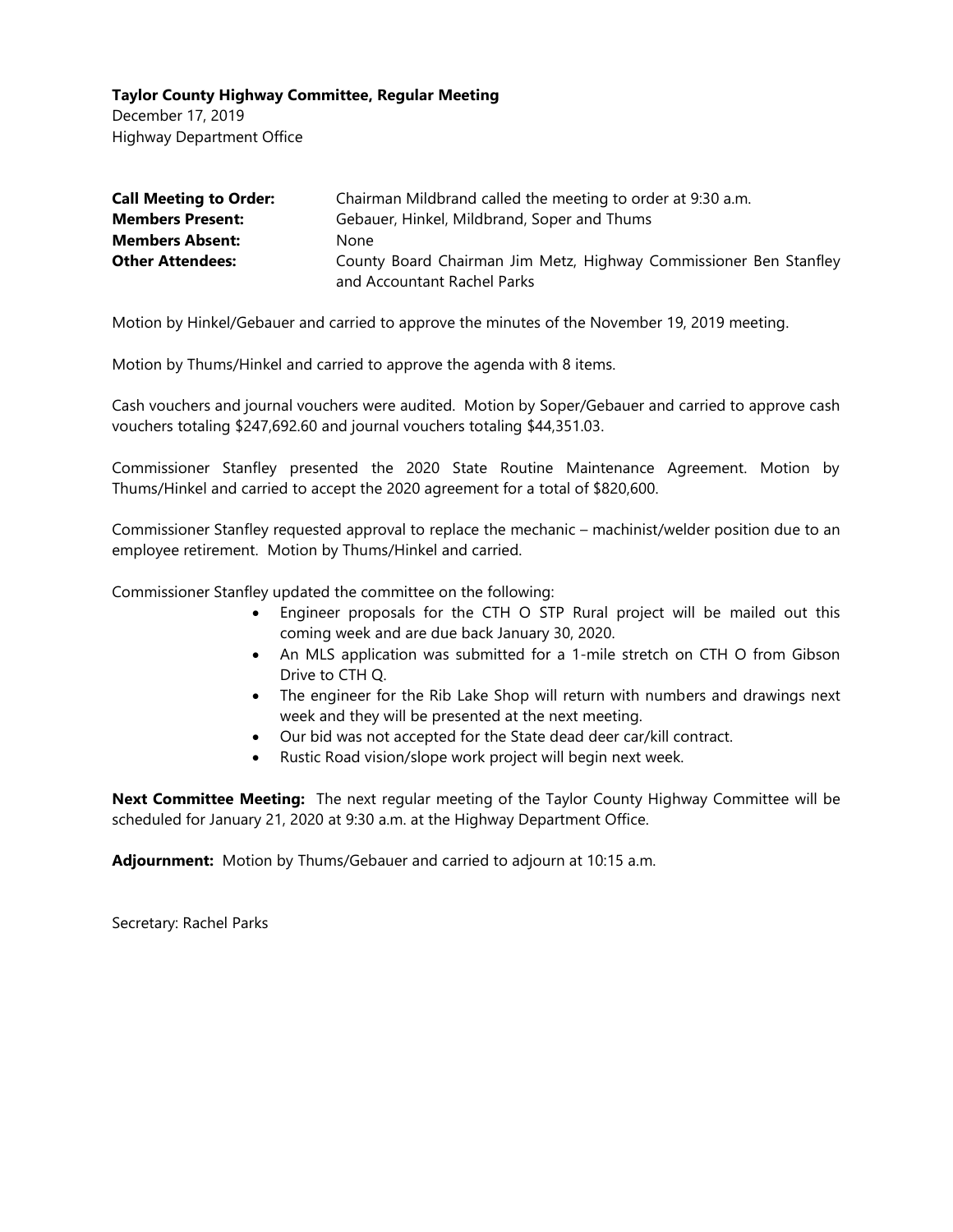**Taylor County Highway Committee, Regular Meeting**
December 17, 2019
Highway Department Office

| | |
|---|---|
| **Call Meeting to Order:** | Chairman Mildbrand called the meeting to order at 9:30 a.m. |
| **Members Present:** | Gebauer, Hinkel, Mildbrand, Soper and Thums |
| **Members Absent:** | None |
| **Other Attendees:** | County Board Chairman Jim Metz, Highway Commissioner Ben Stanfley and Accountant Rachel Parks |

Motion by Hinkel/Gebauer and carried to approve the minutes of the November 19, 2019 meeting.

Motion by Thums/Hinkel and carried to approve the agenda with 8 items.

Cash vouchers and journal vouchers were audited. Motion by Soper/Gebauer and carried to approve cash vouchers totaling $247,692.60 and journal vouchers totaling $44,351.03.

Commissioner Stanfley presented the 2020 State Routine Maintenance Agreement. Motion by Thums/Hinkel and carried to accept the 2020 agreement for a total of $820,600.

Commissioner Stanfley requested approval to replace the mechanic – machinist/welder position due to an employee retirement. Motion by Thums/Hinkel and carried.

Commissioner Stanfley updated the committee on the following:

- Engineer proposals for the CTH O STP Rural project will be mailed out this coming week and are due back January 30, 2020.
- An MLS application was submitted for a 1-mile stretch on CTH O from Gibson Drive to CTH Q.
- The engineer for the Rib Lake Shop will return with numbers and drawings next week and they will be presented at the next meeting.
- Our bid was not accepted for the State dead deer car/kill contract.
- Rustic Road vision/slope work project will begin next week.

**Next Committee Meeting:** The next regular meeting of the Taylor County Highway Committee will be scheduled for January 21, 2020 at 9:30 a.m. at the Highway Department Office.

**Adjournment:** Motion by Thums/Gebauer and carried to adjourn at 10:15 a.m.

Secretary: Rachel Parks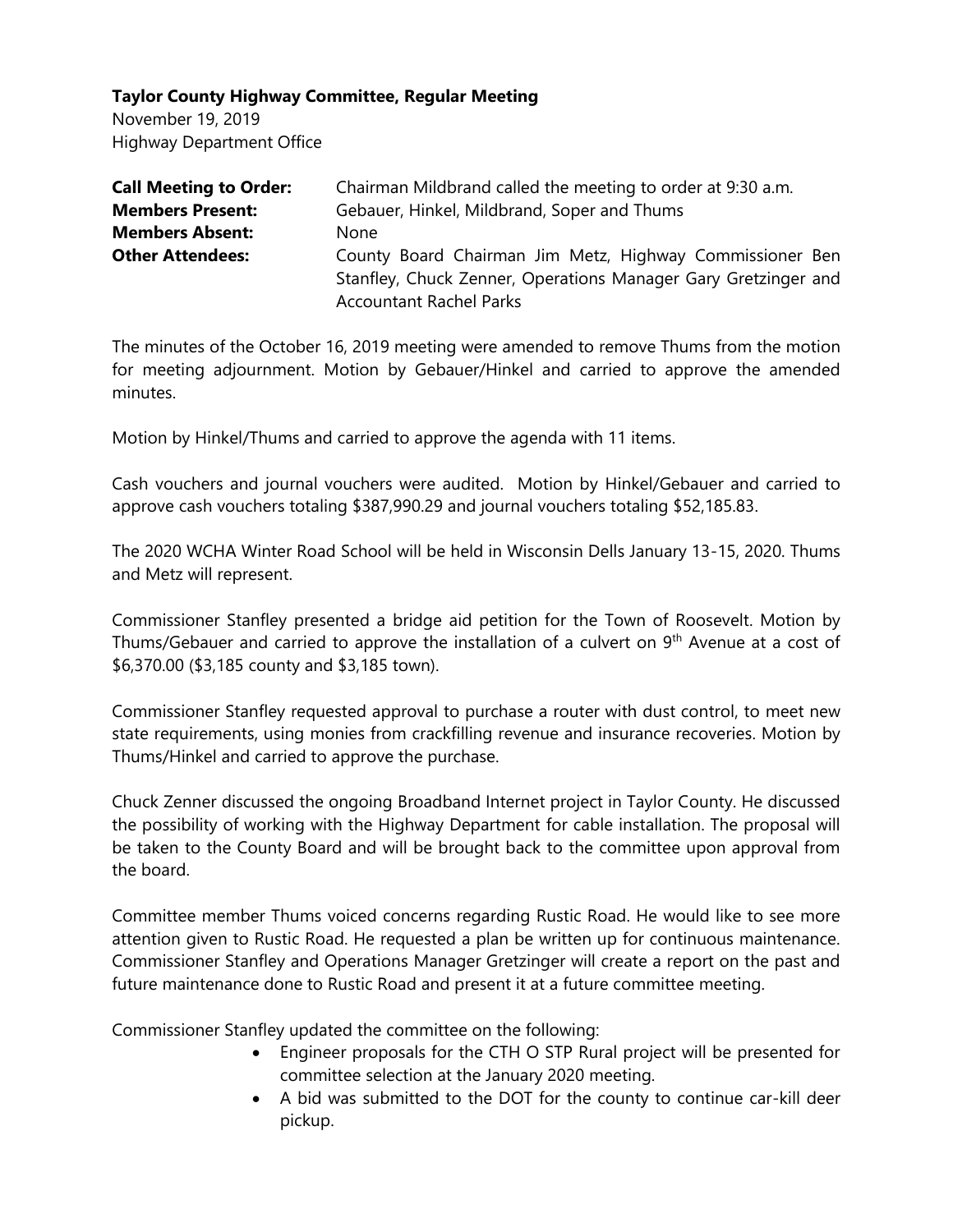**Taylor County Highway Committee, Regular Meeting**

November 19, 2019

Highway Department Office

| | |
|---|---|
| **Call Meeting to Order:** | Chairman Mildbrand called the meeting to order at 9:30 a.m. |
| **Members Present:** | Gebauer, Hinkel, Mildbrand, Soper and Thums |
| **Members Absent:** | None |
| **Other Attendees:** | County Board Chairman Jim Metz, Highway Commissioner Ben Stanfley, Chuck Zenner, Operations Manager Gary Gretzinger and Accountant Rachel Parks |

The minutes of the October 16, 2019 meeting were amended to remove Thums from the motion for meeting adjournment. Motion by Gebauer/Hinkel and carried to approve the amended minutes.

Motion by Hinkel/Thums and carried to approve the agenda with 11 items.

Cash vouchers and journal vouchers were audited. Motion by Hinkel/Gebauer and carried to approve cash vouchers totaling $387,990.29 and journal vouchers totaling $52,185.83.

The 2020 WCHA Winter Road School will be held in Wisconsin Dells January 13-15, 2020. Thums and Metz will represent.

Commissioner Stanfley presented a bridge aid petition for the Town of Roosevelt. Motion by Thums/Gebauer and carried to approve the installation of a culvert on 9th Avenue at a cost of $6,370.00 ($3,185 county and $3,185 town).

Commissioner Stanfley requested approval to purchase a router with dust control, to meet new state requirements, using monies from crackfilling revenue and insurance recoveries. Motion by Thums/Hinkel and carried to approve the purchase.

Chuck Zenner discussed the ongoing Broadband Internet project in Taylor County. He discussed the possibility of working with the Highway Department for cable installation. The proposal will be taken to the County Board and will be brought back to the committee upon approval from the board.

Committee member Thums voiced concerns regarding Rustic Road. He would like to see more attention given to Rustic Road. He requested a plan be written up for continuous maintenance. Commissioner Stanfley and Operations Manager Gretzinger will create a report on the past and future maintenance done to Rustic Road and present it at a future committee meeting.

Commissioner Stanfley updated the committee on the following:

- Engineer proposals for the CTH O STP Rural project will be presented for committee selection at the January 2020 meeting.
- A bid was submitted to the DOT for the county to continue car-kill deer pickup.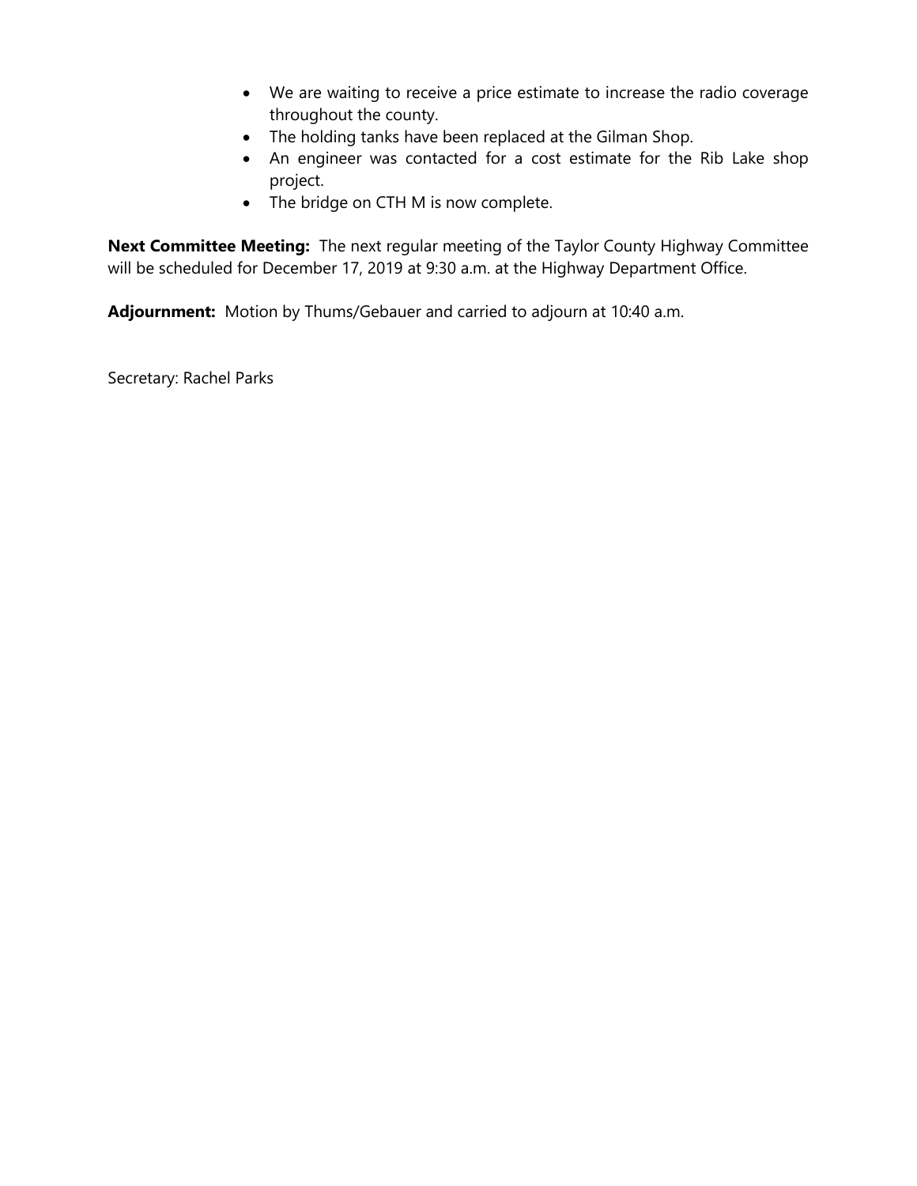- We are waiting to receive a price estimate to increase the radio coverage throughout the county.
- The holding tanks have been replaced at the Gilman Shop.
- An engineer was contacted for a cost estimate for the Rib Lake shop project.
- The bridge on CTH M is now complete.

**Next Committee Meeting:** The next regular meeting of the Taylor County Highway Committee will be scheduled for December 17, 2019 at 9:30 a.m. at the Highway Department Office.

**Adjournment:** Motion by Thums/Gebauer and carried to adjourn at 10:40 a.m.

Secretary: Rachel Parks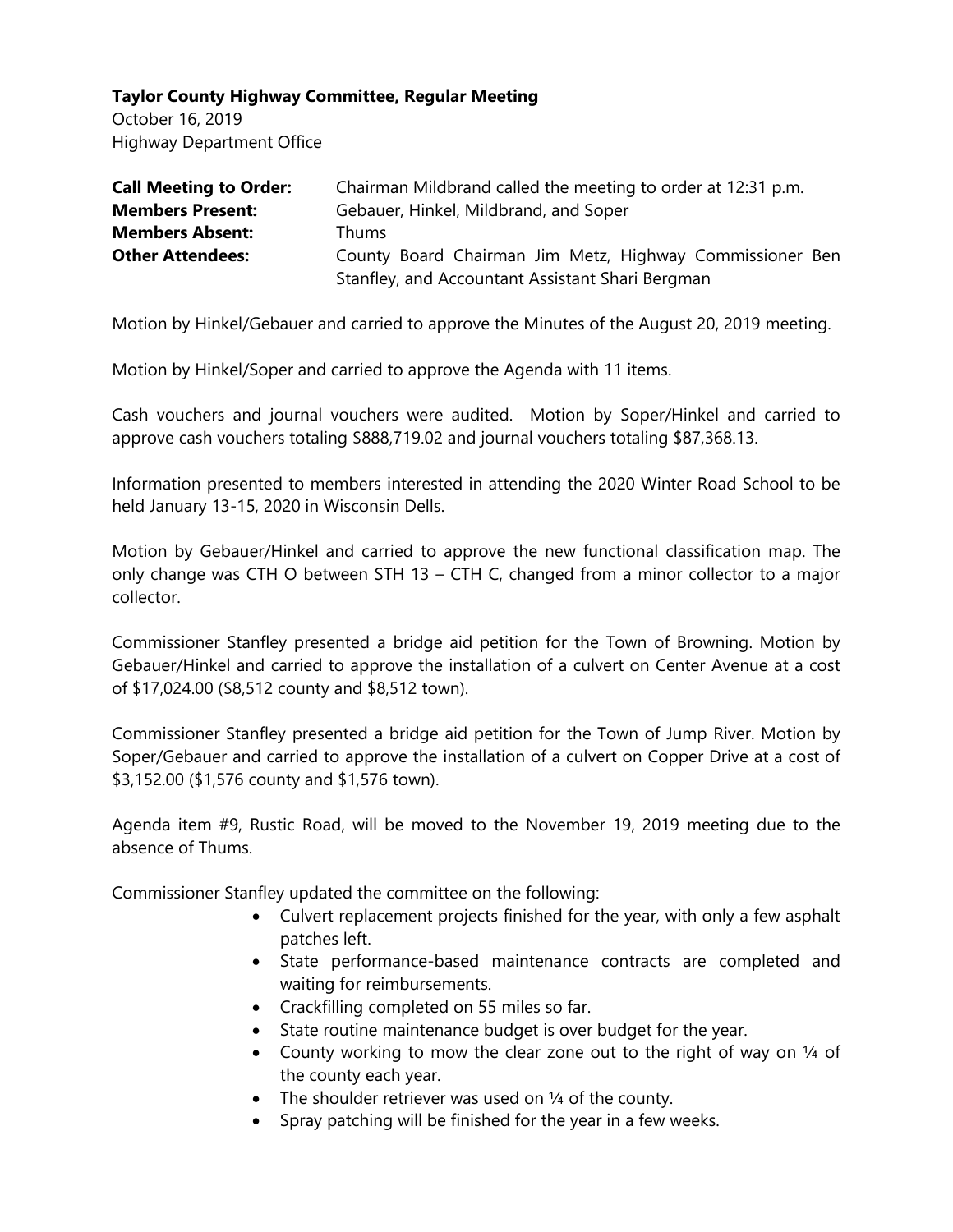**Taylor County Highway Committee, Regular Meeting**
October 16, 2019
Highway Department Office

| | |
|---|---|
| **Call Meeting to Order:** | Chairman Mildbrand called the meeting to order at 12:31 p.m. |
| **Members Present:** | Gebauer, Hinkel, Mildbrand, and Soper |
| **Members Absent:** | Thums |
| **Other Attendees:** | County Board Chairman Jim Metz, Highway Commissioner Ben Stanfley, and Accountant Assistant Shari Bergman |

Motion by Hinkel/Gebauer and carried to approve the Minutes of the August 20, 2019 meeting.

Motion by Hinkel/Soper and carried to approve the Agenda with 11 items.

Cash vouchers and journal vouchers were audited. Motion by Soper/Hinkel and carried to approve cash vouchers totaling $888,719.02 and journal vouchers totaling $87,368.13.

Information presented to members interested in attending the 2020 Winter Road School to be held January 13-15, 2020 in Wisconsin Dells.

Motion by Gebauer/Hinkel and carried to approve the new functional classification map. The only change was CTH O between STH 13 – CTH C, changed from a minor collector to a major collector.

Commissioner Stanfley presented a bridge aid petition for the Town of Browning. Motion by Gebauer/Hinkel and carried to approve the installation of a culvert on Center Avenue at a cost of $17,024.00 ($8,512 county and $8,512 town).

Commissioner Stanfley presented a bridge aid petition for the Town of Jump River. Motion by Soper/Gebauer and carried to approve the installation of a culvert on Copper Drive at a cost of $3,152.00 ($1,576 county and $1,576 town).

Agenda item #9, Rustic Road, will be moved to the November 19, 2019 meeting due to the absence of Thums.

Commissioner Stanfley updated the committee on the following:

- Culvert replacement projects finished for the year, with only a few asphalt patches left.
- State performance-based maintenance contracts are completed and waiting for reimbursements.
- Crackfilling completed on 55 miles so far.
- State routine maintenance budget is over budget for the year.
- County working to mow the clear zone out to the right of way on ¼ of the county each year.
- The shoulder retriever was used on ¼ of the county.
- Spray patching will be finished for the year in a few weeks.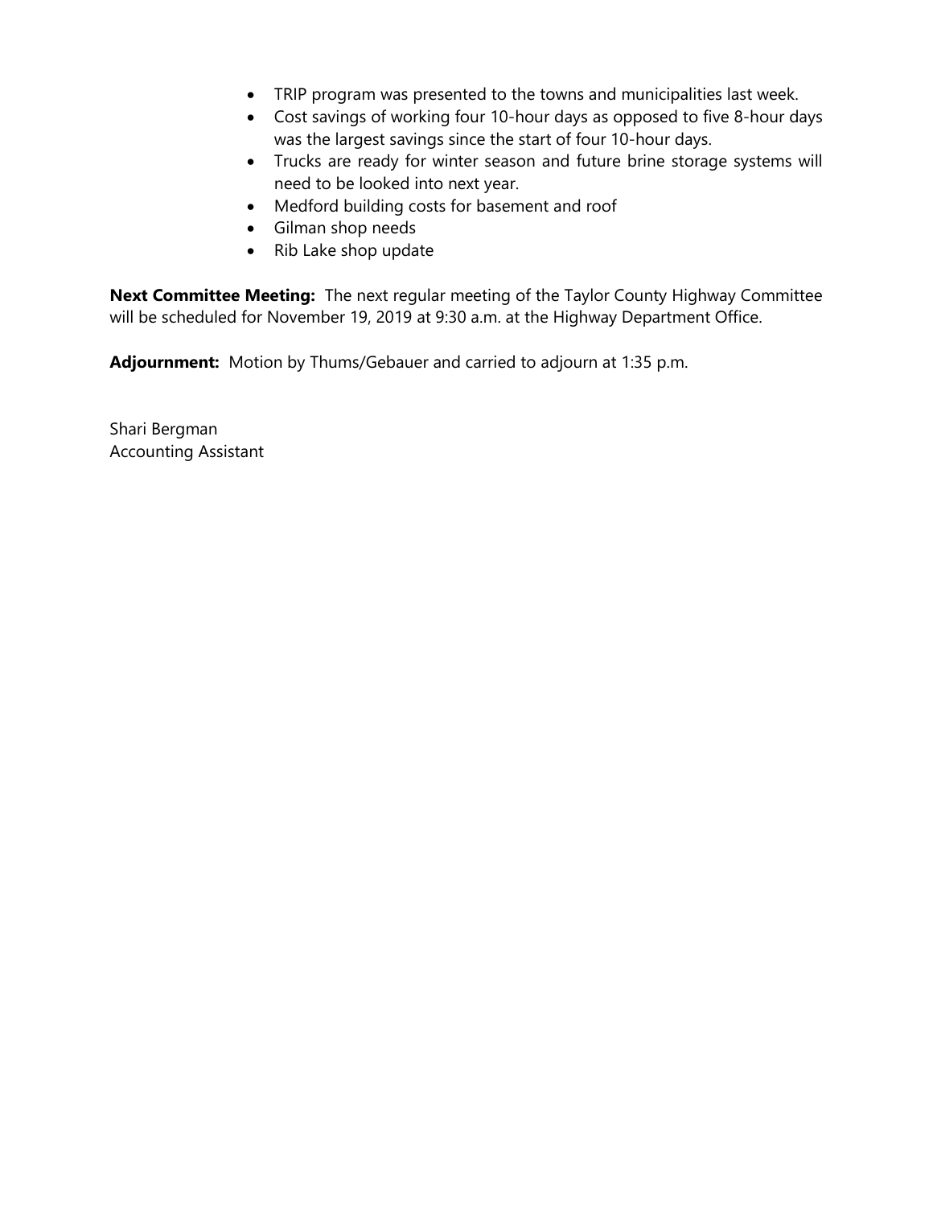- TRIP program was presented to the towns and municipalities last week.
- Cost savings of working four 10-hour days as opposed to five 8-hour days was the largest savings since the start of four 10-hour days.
- Trucks are ready for winter season and future brine storage systems will need to be looked into next year.
- Medford building costs for basement and roof
- Gilman shop needs
- Rib Lake shop update

**Next Committee Meeting:** The next regular meeting of the Taylor County Highway Committee will be scheduled for November 19, 2019 at 9:30 a.m. at the Highway Department Office.

**Adjournment:** Motion by Thums/Gebauer and carried to adjourn at 1:35 p.m.

Shari Bergman
Accounting Assistant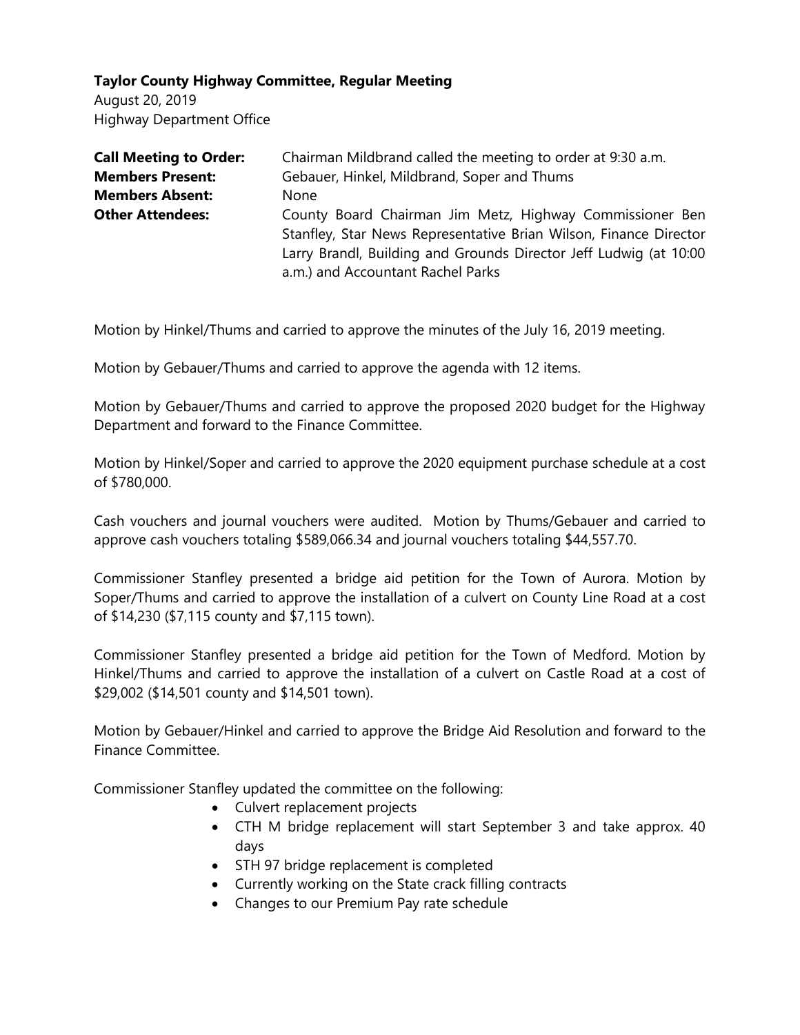**Taylor County Highway Committee, Regular Meeting**
August 20, 2019
Highway Department Office

| | |
|---|---|
| **Call Meeting to Order:** | Chairman Mildbrand called the meeting to order at 9:30 a.m. |
| **Members Present:** | Gebauer, Hinkel, Mildbrand, Soper and Thums |
| **Members Absent:** | None |
| **Other Attendees:** | County Board Chairman Jim Metz, Highway Commissioner Ben Stanfley, Star News Representative Brian Wilson, Finance Director Larry Brandl, Building and Grounds Director Jeff Ludwig (at 10:00 a.m.) and Accountant Rachel Parks |

Motion by Hinkel/Thums and carried to approve the minutes of the July 16, 2019 meeting.

Motion by Gebauer/Thums and carried to approve the agenda with 12 items.

Motion by Gebauer/Thums and carried to approve the proposed 2020 budget for the Highway Department and forward to the Finance Committee.

Motion by Hinkel/Soper and carried to approve the 2020 equipment purchase schedule at a cost of $780,000.

Cash vouchers and journal vouchers were audited. Motion by Thums/Gebauer and carried to approve cash vouchers totaling $589,066.34 and journal vouchers totaling $44,557.70.

Commissioner Stanfley presented a bridge aid petition for the Town of Aurora. Motion by Soper/Thums and carried to approve the installation of a culvert on County Line Road at a cost of $14,230 ($7,115 county and $7,115 town).

Commissioner Stanfley presented a bridge aid petition for the Town of Medford. Motion by Hinkel/Thums and carried to approve the installation of a culvert on Castle Road at a cost of $29,002 ($14,501 county and $14,501 town).

Motion by Gebauer/Hinkel and carried to approve the Bridge Aid Resolution and forward to the Finance Committee.

Commissioner Stanfley updated the committee on the following:

- Culvert replacement projects
- CTH M bridge replacement will start September 3 and take approx. 40 days
- STH 97 bridge replacement is completed
- Currently working on the State crack filling contracts
- Changes to our Premium Pay rate schedule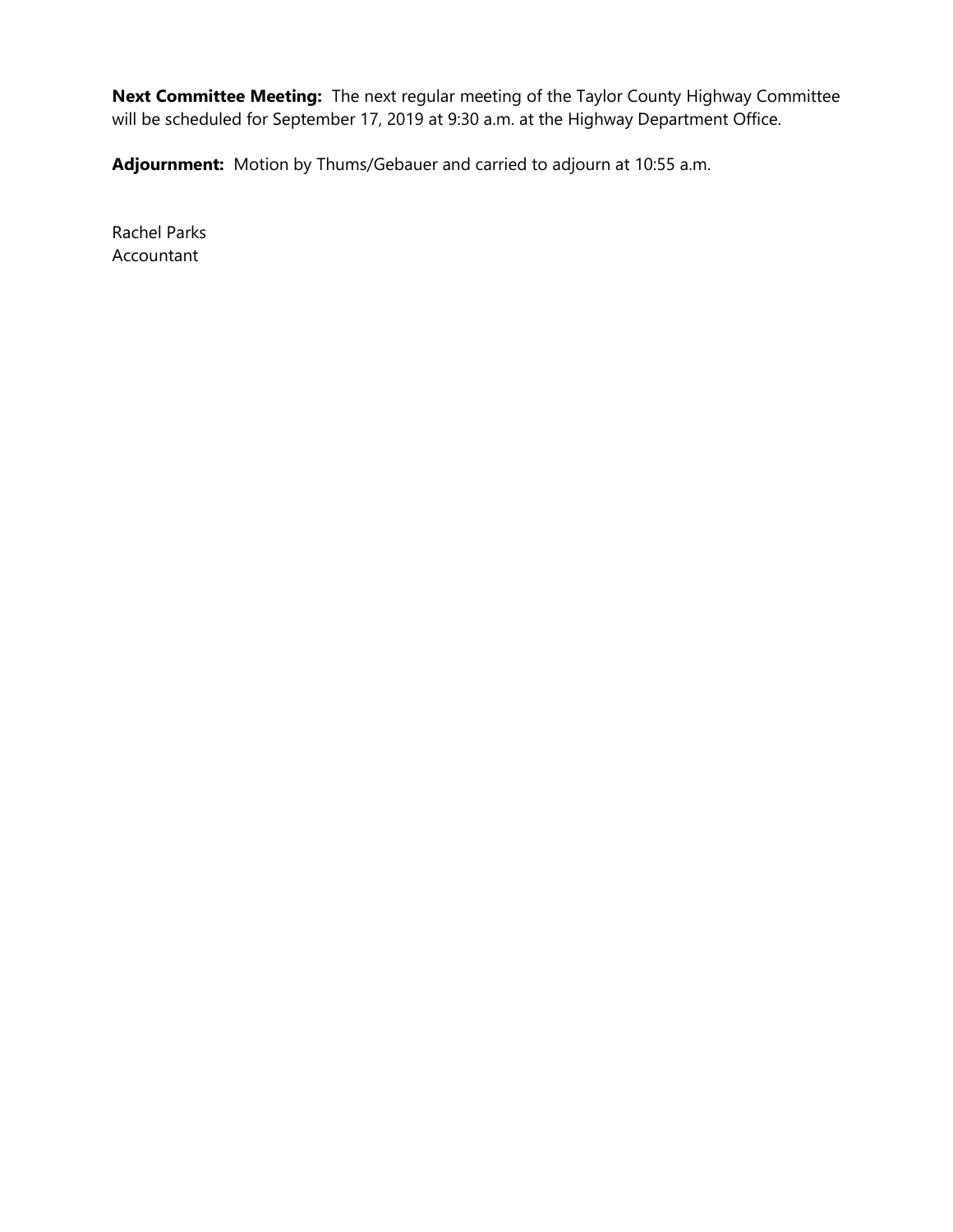**Next Committee Meeting:** The next regular meeting of the Taylor County Highway Committee will be scheduled for September 17, 2019 at 9:30 a.m. at the Highway Department Office.

**Adjournment:** Motion by Thums/Gebauer and carried to adjourn at 10:55 a.m.

Rachel Parks
Accountant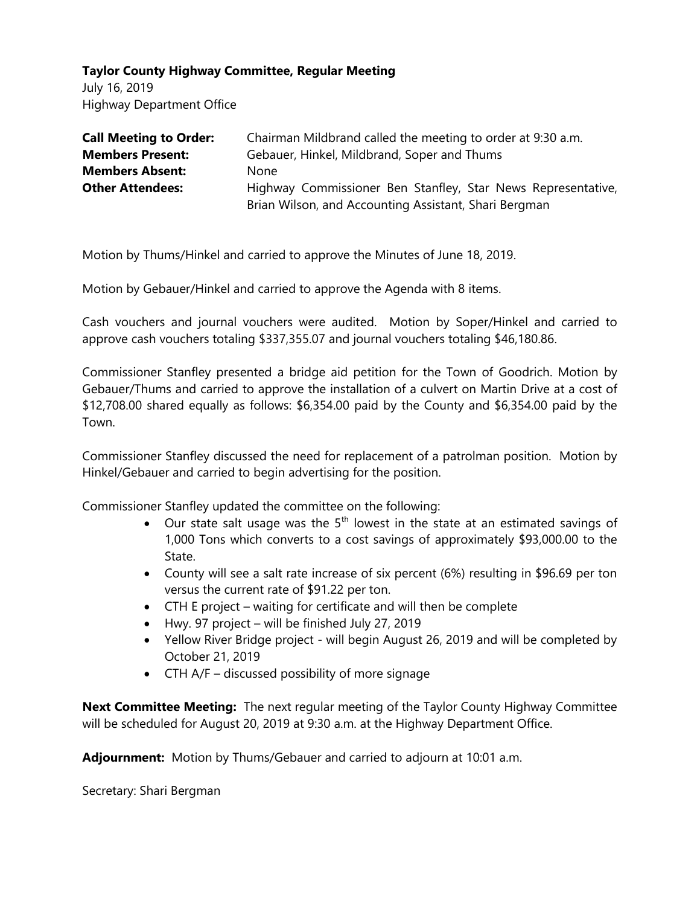**Taylor County Highway Committee, Regular Meeting**
July 16, 2019
Highway Department Office

| | |
|---|---|
| **Call Meeting to Order:** | Chairman Mildbrand called the meeting to order at 9:30 a.m. |
| **Members Present:** | Gebauer, Hinkel, Mildbrand, Soper and Thums |
| **Members Absent:** | None |
| **Other Attendees:** | Highway Commissioner Ben Stanfley, Star News Representative, Brian Wilson, and Accounting Assistant, Shari Bergman |

Motion by Thums/Hinkel and carried to approve the Minutes of June 18, 2019.

Motion by Gebauer/Hinkel and carried to approve the Agenda with 8 items.

Cash vouchers and journal vouchers were audited. Motion by Soper/Hinkel and carried to approve cash vouchers totaling $337,355.07 and journal vouchers totaling $46,180.86.

Commissioner Stanfley presented a bridge aid petition for the Town of Goodrich. Motion by Gebauer/Thums and carried to approve the installation of a culvert on Martin Drive at a cost of $12,708.00 shared equally as follows: $6,354.00 paid by the County and $6,354.00 paid by the Town.

Commissioner Stanfley discussed the need for replacement of a patrolman position. Motion by Hinkel/Gebauer and carried to begin advertising for the position.

Commissioner Stanfley updated the committee on the following:

- Our state salt usage was the 5th lowest in the state at an estimated savings of 1,000 Tons which converts to a cost savings of approximately $93,000.00 to the State.
- County will see a salt rate increase of six percent (6%) resulting in $96.69 per ton versus the current rate of $91.22 per ton.
- CTH E project – waiting for certificate and will then be complete
- Hwy. 97 project – will be finished July 27, 2019
- Yellow River Bridge project - will begin August 26, 2019 and will be completed by October 21, 2019
- CTH A/F – discussed possibility of more signage

**Next Committee Meeting:** The next regular meeting of the Taylor County Highway Committee will be scheduled for August 20, 2019 at 9:30 a.m. at the Highway Department Office.

**Adjournment:** Motion by Thums/Gebauer and carried to adjourn at 10:01 a.m.

Secretary: Shari Bergman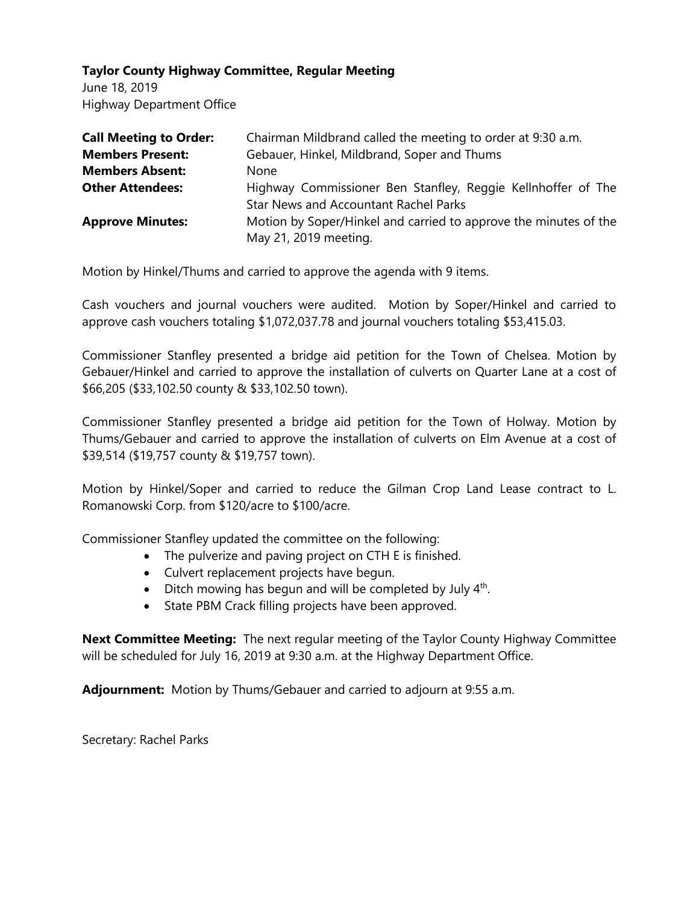**Taylor County Highway Committee, Regular Meeting**
June 18, 2019
Highway Department Office

| | |
|---|---|
| **Call Meeting to Order:** | Chairman Mildbrand called the meeting to order at 9:30 a.m. |
| **Members Present:** | Gebauer, Hinkel, Mildbrand, Soper and Thums |
| **Members Absent:** | None |
| **Other Attendees:** | Highway Commissioner Ben Stanfley, Reggie Kellnhoffer of The Star News and Accountant Rachel Parks |
| **Approve Minutes:** | Motion by Soper/Hinkel and carried to approve the minutes of the May 21, 2019 meeting. |

Motion by Hinkel/Thums and carried to approve the agenda with 9 items.

Cash vouchers and journal vouchers were audited. Motion by Soper/Hinkel and carried to approve cash vouchers totaling $1,072,037.78 and journal vouchers totaling $53,415.03.

Commissioner Stanfley presented a bridge aid petition for the Town of Chelsea. Motion by Gebauer/Hinkel and carried to approve the installation of culverts on Quarter Lane at a cost of $66,205 ($33,102.50 county & $33,102.50 town).

Commissioner Stanfley presented a bridge aid petition for the Town of Holway. Motion by Thums/Gebauer and carried to approve the installation of culverts on Elm Avenue at a cost of $39,514 ($19,757 county & $19,757 town).

Motion by Hinkel/Soper and carried to reduce the Gilman Crop Land Lease contract to L. Romanowski Corp. from $120/acre to $100/acre.

Commissioner Stanfley updated the committee on the following:

- The pulverize and paving project on CTH E is finished.
- Culvert replacement projects have begun.
- Ditch mowing has begun and will be completed by July 4th.
- State PBM Crack filling projects have been approved.

**Next Committee Meeting:** The next regular meeting of the Taylor County Highway Committee will be scheduled for July 16, 2019 at 9:30 a.m. at the Highway Department Office.

**Adjournment:** Motion by Thums/Gebauer and carried to adjourn at 9:55 a.m.

Secretary: Rachel Parks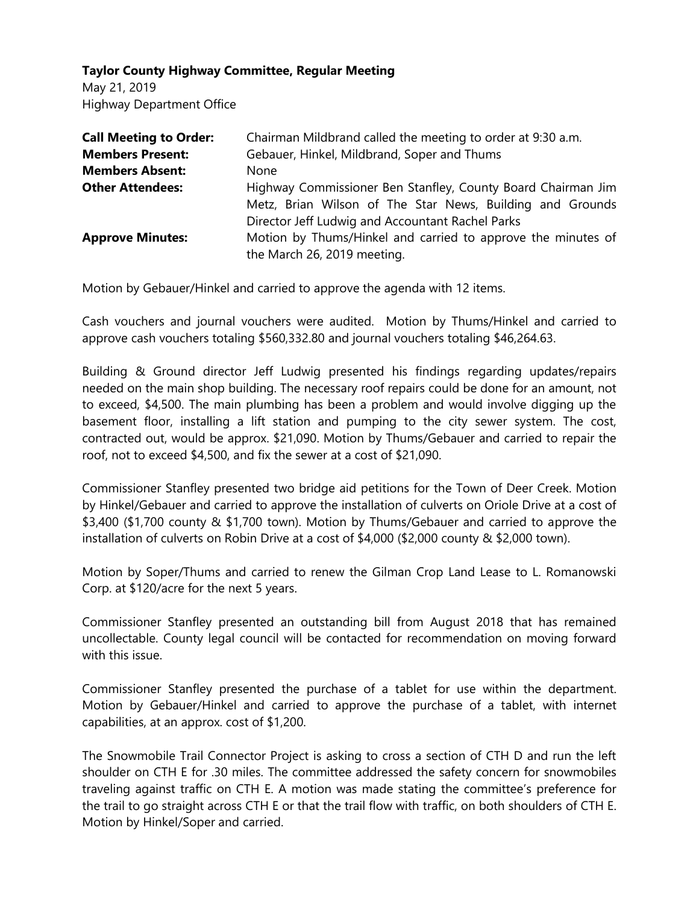**Taylor County Highway Committee, Regular Meeting**

May 21, 2019

Highway Department Office

| | |
|---|---|
| **Call Meeting to Order:** | Chairman Mildbrand called the meeting to order at 9:30 a.m. |
| **Members Present:** | Gebauer, Hinkel, Mildbrand, Soper and Thums |
| **Members Absent:** | None |
| **Other Attendees:** | Highway Commissioner Ben Stanfley, County Board Chairman Jim Metz, Brian Wilson of The Star News, Building and Grounds Director Jeff Ludwig and Accountant Rachel Parks |
| **Approve Minutes:** | Motion by Thums/Hinkel and carried to approve the minutes of the March 26, 2019 meeting. |

Motion by Gebauer/Hinkel and carried to approve the agenda with 12 items.

Cash vouchers and journal vouchers were audited. Motion by Thums/Hinkel and carried to approve cash vouchers totaling $560,332.80 and journal vouchers totaling $46,264.63.

Building & Ground director Jeff Ludwig presented his findings regarding updates/repairs needed on the main shop building. The necessary roof repairs could be done for an amount, not to exceed, $4,500. The main plumbing has been a problem and would involve digging up the basement floor, installing a lift station and pumping to the city sewer system. The cost, contracted out, would be approx. $21,090. Motion by Thums/Gebauer and carried to repair the roof, not to exceed $4,500, and fix the sewer at a cost of $21,090.

Commissioner Stanfley presented two bridge aid petitions for the Town of Deer Creek. Motion by Hinkel/Gebauer and carried to approve the installation of culverts on Oriole Drive at a cost of $3,400 ($1,700 county & $1,700 town). Motion by Thums/Gebauer and carried to approve the installation of culverts on Robin Drive at a cost of $4,000 ($2,000 county & $2,000 town).

Motion by Soper/Thums and carried to renew the Gilman Crop Land Lease to L. Romanowski Corp. at $120/acre for the next 5 years.

Commissioner Stanfley presented an outstanding bill from August 2018 that has remained uncollectable. County legal council will be contacted for recommendation on moving forward with this issue.

Commissioner Stanfley presented the purchase of a tablet for use within the department. Motion by Gebauer/Hinkel and carried to approve the purchase of a tablet, with internet capabilities, at an approx. cost of $1,200.

The Snowmobile Trail Connector Project is asking to cross a section of CTH D and run the left shoulder on CTH E for .30 miles. The committee addressed the safety concern for snowmobiles traveling against traffic on CTH E. A motion was made stating the committee's preference for the trail to go straight across CTH E or that the trail flow with traffic, on both shoulders of CTH E. Motion by Hinkel/Soper and carried.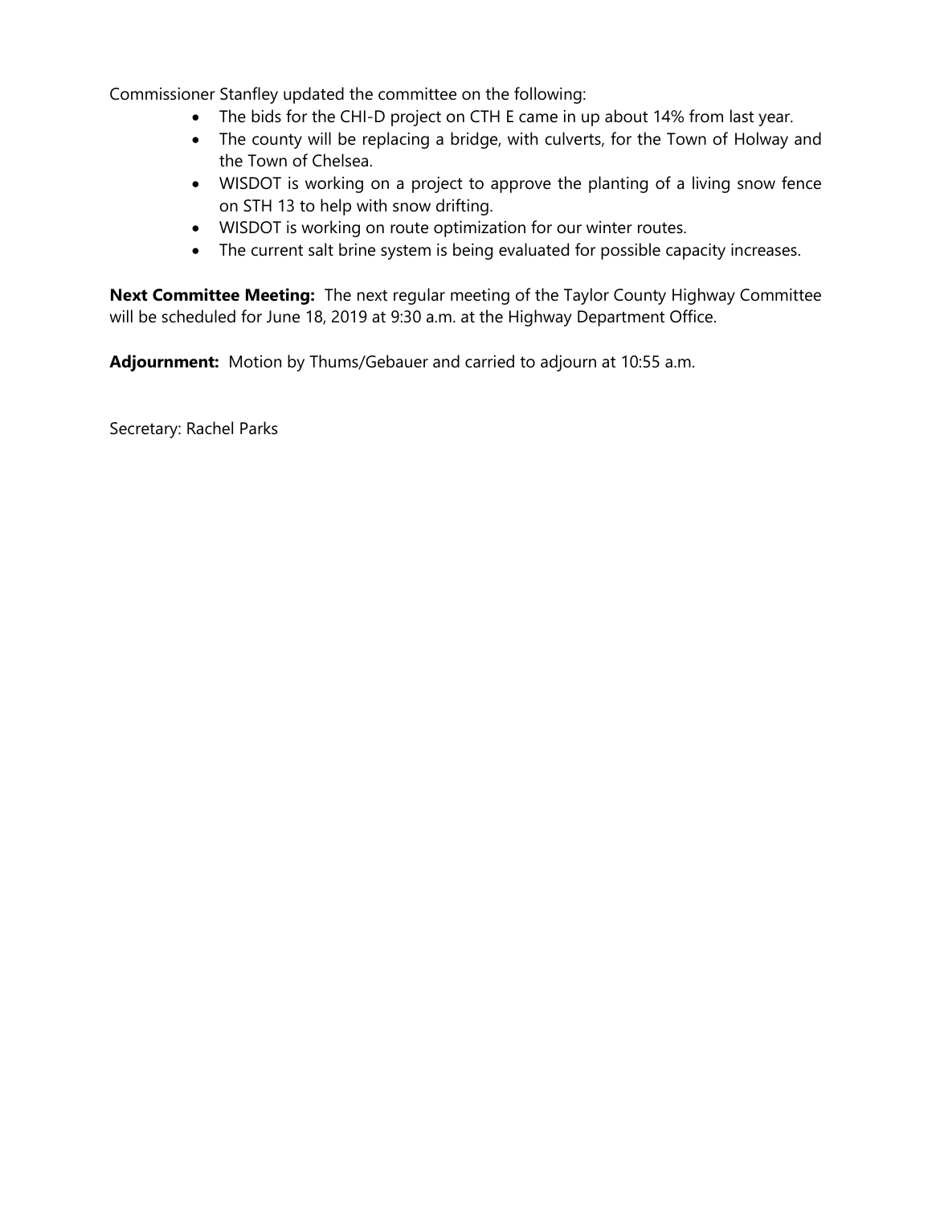Commissioner Stanfley updated the committee on the following:

- The bids for the CHI-D project on CTH E came in up about 14% from last year.
- The county will be replacing a bridge, with culverts, for the Town of Holway and the Town of Chelsea.
- WISDOT is working on a project to approve the planting of a living snow fence on STH 13 to help with snow drifting.
- WISDOT is working on route optimization for our winter routes.
- The current salt brine system is being evaluated for possible capacity increases.

**Next Committee Meeting:** The next regular meeting of the Taylor County Highway Committee will be scheduled for June 18, 2019 at 9:30 a.m. at the Highway Department Office.

**Adjournment:** Motion by Thums/Gebauer and carried to adjourn at 10:55 a.m.

Secretary: Rachel Parks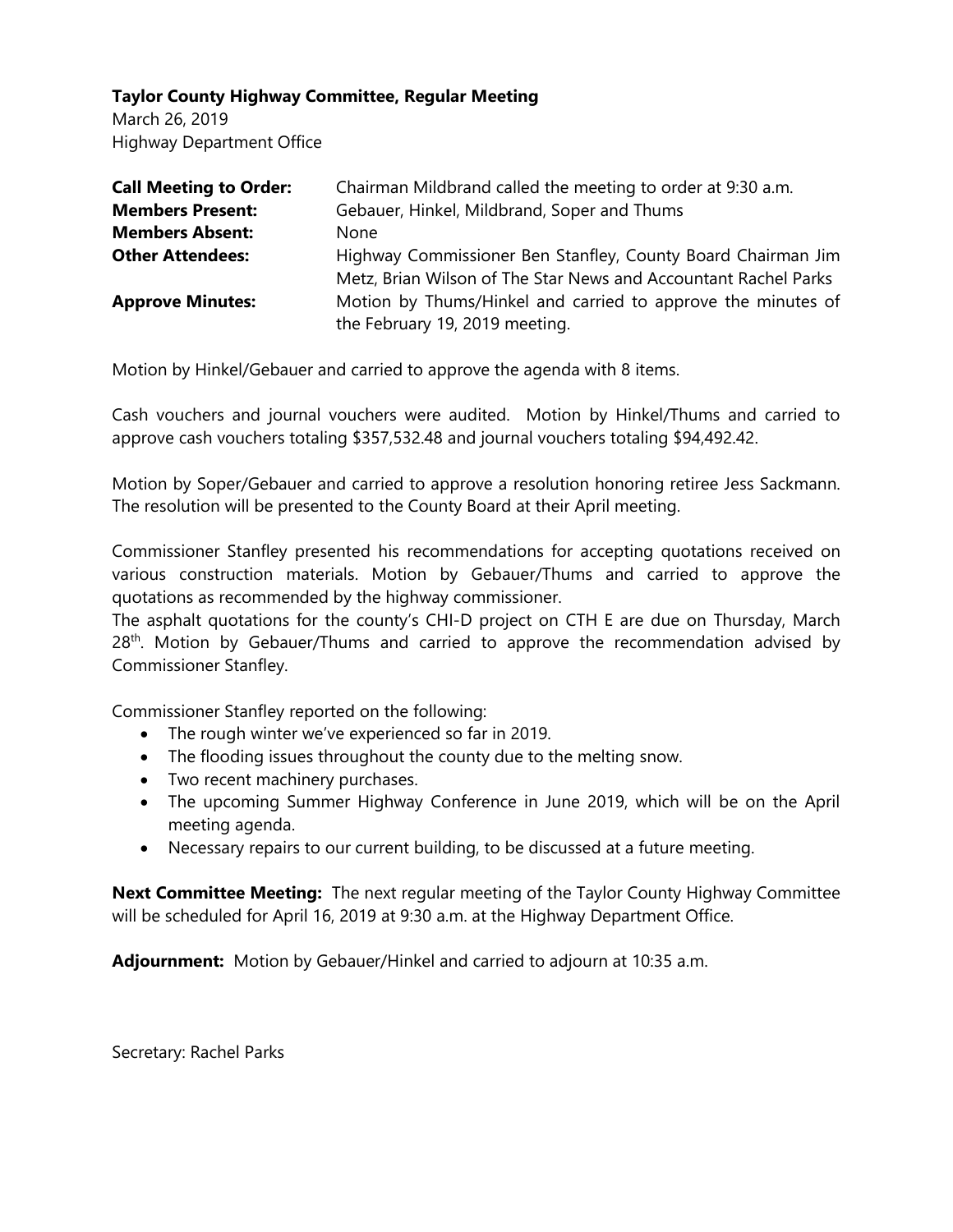**Taylor County Highway Committee, Regular Meeting**
March 26, 2019
Highway Department Office

| | |
|---|---|
| **Call Meeting to Order:** | Chairman Mildbrand called the meeting to order at 9:30 a.m. |
| **Members Present:** | Gebauer, Hinkel, Mildbrand, Soper and Thums |
| **Members Absent:** | None |
| **Other Attendees:** | Highway Commissioner Ben Stanfley, County Board Chairman Jim Metz, Brian Wilson of The Star News and Accountant Rachel Parks |
| **Approve Minutes:** | Motion by Thums/Hinkel and carried to approve the minutes of the February 19, 2019 meeting. |

Motion by Hinkel/Gebauer and carried to approve the agenda with 8 items.

Cash vouchers and journal vouchers were audited. Motion by Hinkel/Thums and carried to approve cash vouchers totaling $357,532.48 and journal vouchers totaling $94,492.42.

Motion by Soper/Gebauer and carried to approve a resolution honoring retiree Jess Sackmann. The resolution will be presented to the County Board at their April meeting.

Commissioner Stanfley presented his recommendations for accepting quotations received on various construction materials. Motion by Gebauer/Thums and carried to approve the quotations as recommended by the highway commissioner.
The asphalt quotations for the county's CHI-D project on CTH E are due on Thursday, March 28th. Motion by Gebauer/Thums and carried to approve the recommendation advised by Commissioner Stanfley.

Commissioner Stanfley reported on the following:

- The rough winter we've experienced so far in 2019.
- The flooding issues throughout the county due to the melting snow.
- Two recent machinery purchases.
- The upcoming Summer Highway Conference in June 2019, which will be on the April meeting agenda.
- Necessary repairs to our current building, to be discussed at a future meeting.

**Next Committee Meeting:** The next regular meeting of the Taylor County Highway Committee will be scheduled for April 16, 2019 at 9:30 a.m. at the Highway Department Office.

**Adjournment:** Motion by Gebauer/Hinkel and carried to adjourn at 10:35 a.m.

Secretary: Rachel Parks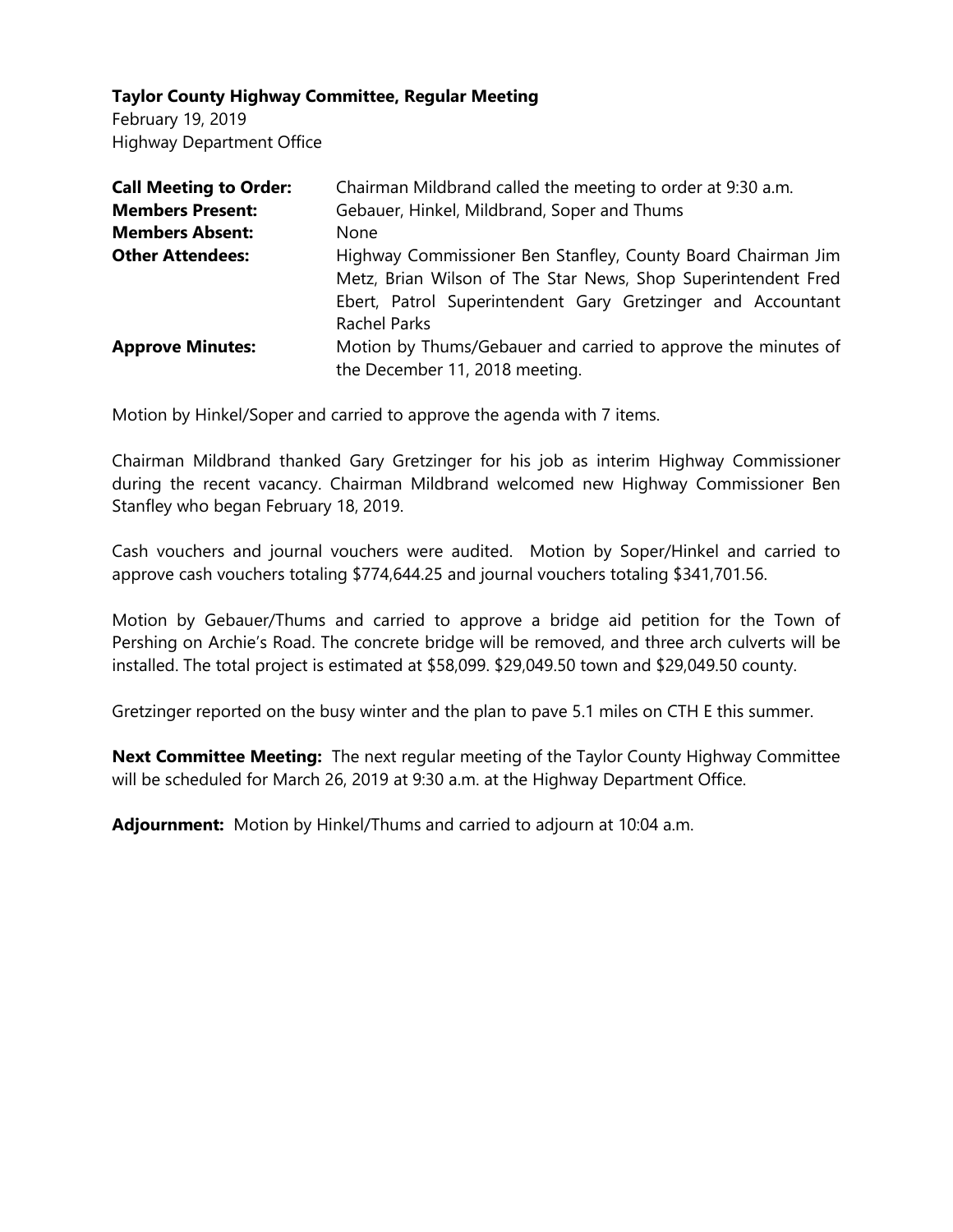**Taylor County Highway Committee, Regular Meeting**
February 19, 2019
Highway Department Office

| | |
|---|---|
| **Call Meeting to Order:** | Chairman Mildbrand called the meeting to order at 9:30 a.m. |
| **Members Present:** | Gebauer, Hinkel, Mildbrand, Soper and Thums |
| **Members Absent:** | None |
| **Other Attendees:** | Highway Commissioner Ben Stanfley, County Board Chairman Jim Metz, Brian Wilson of The Star News, Shop Superintendent Fred Ebert, Patrol Superintendent Gary Gretzinger and Accountant Rachel Parks |
| **Approve Minutes:** | Motion by Thums/Gebauer and carried to approve the minutes of the December 11, 2018 meeting. |

Motion by Hinkel/Soper and carried to approve the agenda with 7 items.

Chairman Mildbrand thanked Gary Gretzinger for his job as interim Highway Commissioner during the recent vacancy. Chairman Mildbrand welcomed new Highway Commissioner Ben Stanfley who began February 18, 2019.

Cash vouchers and journal vouchers were audited. Motion by Soper/Hinkel and carried to approve cash vouchers totaling $774,644.25 and journal vouchers totaling $341,701.56.

Motion by Gebauer/Thums and carried to approve a bridge aid petition for the Town of Pershing on Archie's Road. The concrete bridge will be removed, and three arch culverts will be installed. The total project is estimated at $58,099. $29,049.50 town and $29,049.50 county.

Gretzinger reported on the busy winter and the plan to pave 5.1 miles on CTH E this summer.

**Next Committee Meeting:** The next regular meeting of the Taylor County Highway Committee will be scheduled for March 26, 2019 at 9:30 a.m. at the Highway Department Office.

**Adjournment:** Motion by Hinkel/Thums and carried to adjourn at 10:04 a.m.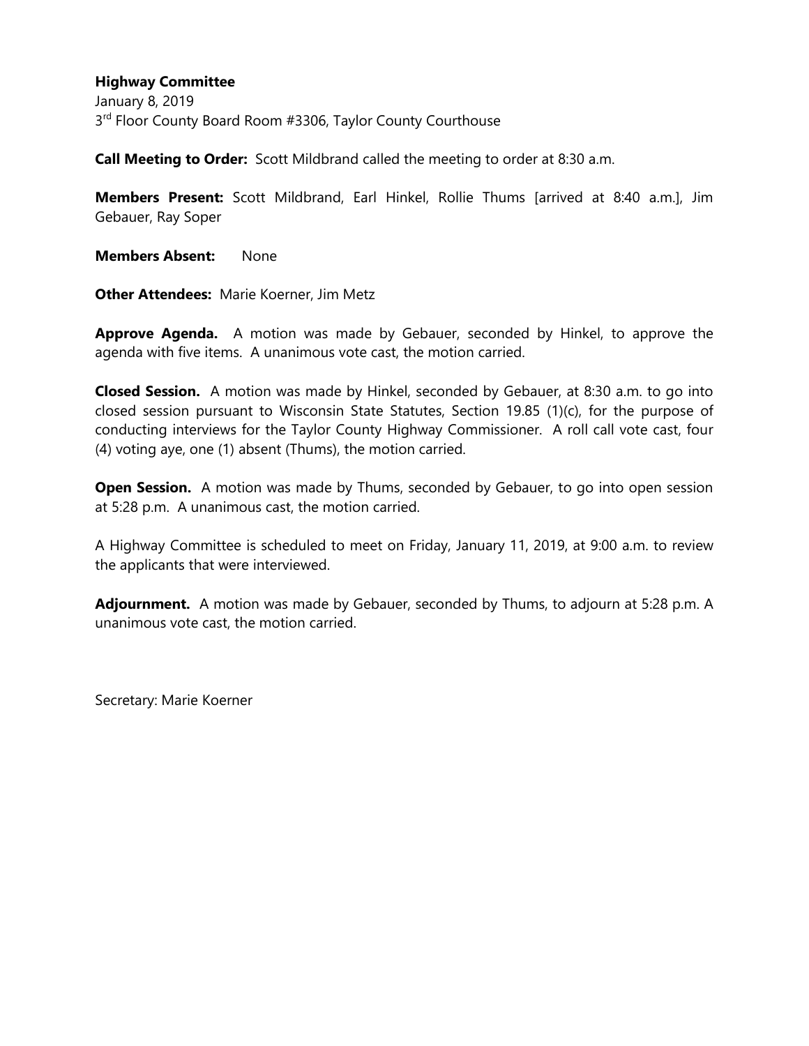**Highway Committee**

January 8, 2019

3rd Floor County Board Room #3306, Taylor County Courthouse

**Call Meeting to Order:** Scott Mildbrand called the meeting to order at 8:30 a.m.

**Members Present:** Scott Mildbrand, Earl Hinkel, Rollie Thums [arrived at 8:40 a.m.], Jim Gebauer, Ray Soper

**Members Absent:** None

**Other Attendees:** Marie Koerner, Jim Metz

**Approve Agenda.** A motion was made by Gebauer, seconded by Hinkel, to approve the agenda with five items. A unanimous vote cast, the motion carried.

**Closed Session.** A motion was made by Hinkel, seconded by Gebauer, at 8:30 a.m. to go into closed session pursuant to Wisconsin State Statutes, Section 19.85 (1)(c), for the purpose of conducting interviews for the Taylor County Highway Commissioner. A roll call vote cast, four (4) voting aye, one (1) absent (Thums), the motion carried.

**Open Session.** A motion was made by Thums, seconded by Gebauer, to go into open session at 5:28 p.m. A unanimous cast, the motion carried.

A Highway Committee is scheduled to meet on Friday, January 11, 2019, at 9:00 a.m. to review the applicants that were interviewed.

**Adjournment.** A motion was made by Gebauer, seconded by Thums, to adjourn at 5:28 p.m. A unanimous vote cast, the motion carried.

Secretary: Marie Koerner